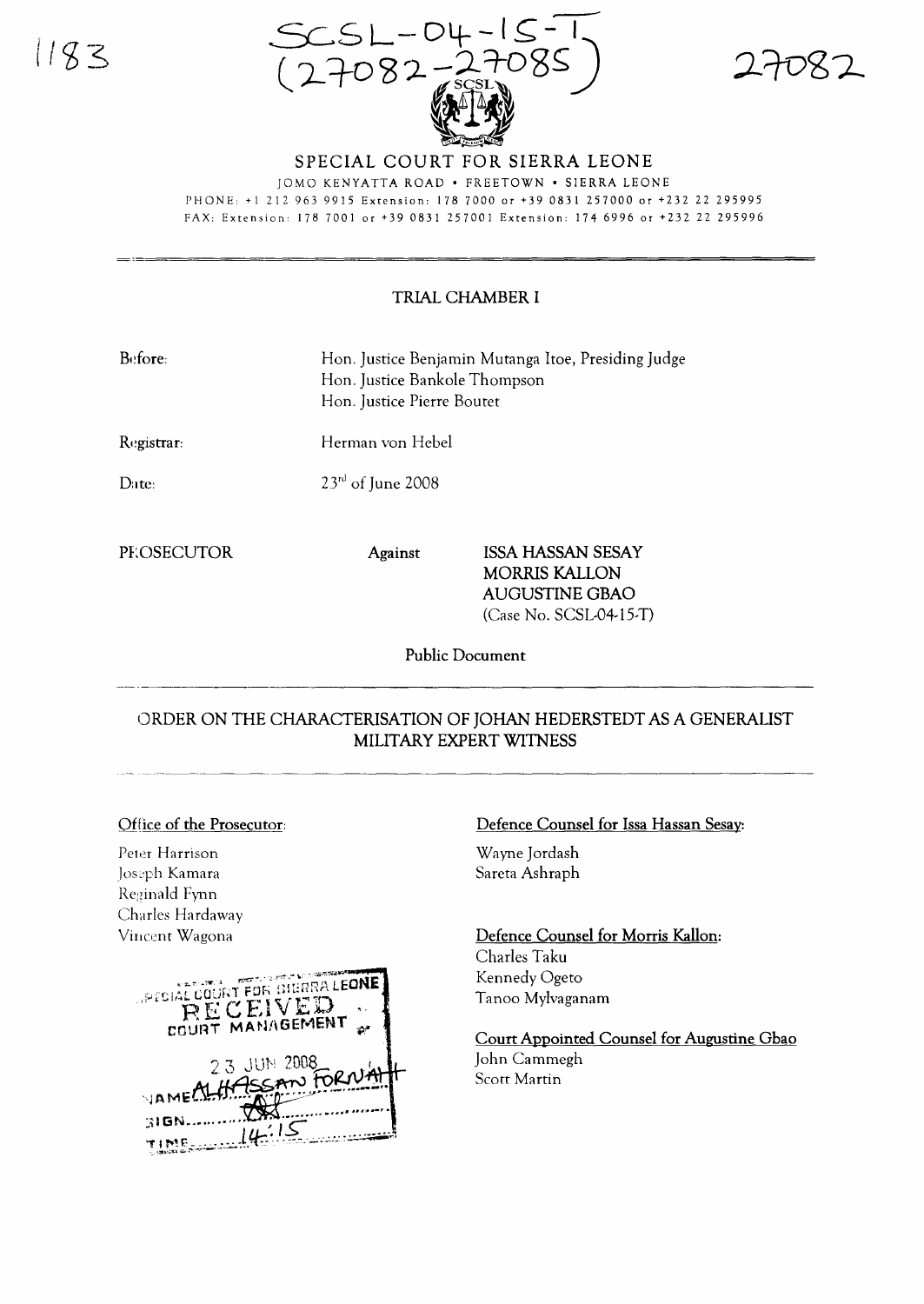SCSL-04-15-T
(27082-27085)

27082

# SPECIAL COURT FOR SIERRA LEONE

JOMO KENYATTA ROAD • FREETOWN • SIERRA LEONE
PHONE: +1 212 963 9915 Extension: 178 7000 or +39 0831 257000 or +232 22 295995
FAX: Extension: 178 7001 or +39 0831 257001 Extension: 174 6996 or +232 22 295996

## TRIAL CHAMBER I

Before: Hon. Justice Benjamin Mutanga Itoe, Presiding Judge
Hon. Justice Bankole Thompson
Hon. Justice Pierre Boutet

Registrar: Herman von Hebel

Date: 23rd of June 2008

PROSECUTOR Against **ISSA HASSAN SESAY**
**MORRIS KALLON**
**AUGUSTINE GBAO**
(Case No. SCSL-04-15-T)

Public Document

## ORDER ON THE CHARACTERISATION OF JOHAN HEDERSTEDT AS A GENERALIST MILITARY EXPERT WITNESS

Office of the Prosecutor:

Peter Harrison
Joseph Kamara
Reginald Fynn
Charles Hardaway
Vincent Wagona

Defence Counsel for Issa Hassan Sesay:

Wayne Jordash
Sareta Ashraph

Defence Counsel for Morris Kallon:

Charles Taku
Kennedy Ogeto
Tanoo Mylvaganam

Court Appointed Counsel for Augustine Gbao

John Cammegh
Scott Martin

SPECIAL COURT FOR SIERRA LEONE
RECEIVED
COURT MANAGEMENT
23 JUN 2008
NAME ALHASSAN FORNAH
SIGN
TIME 14:15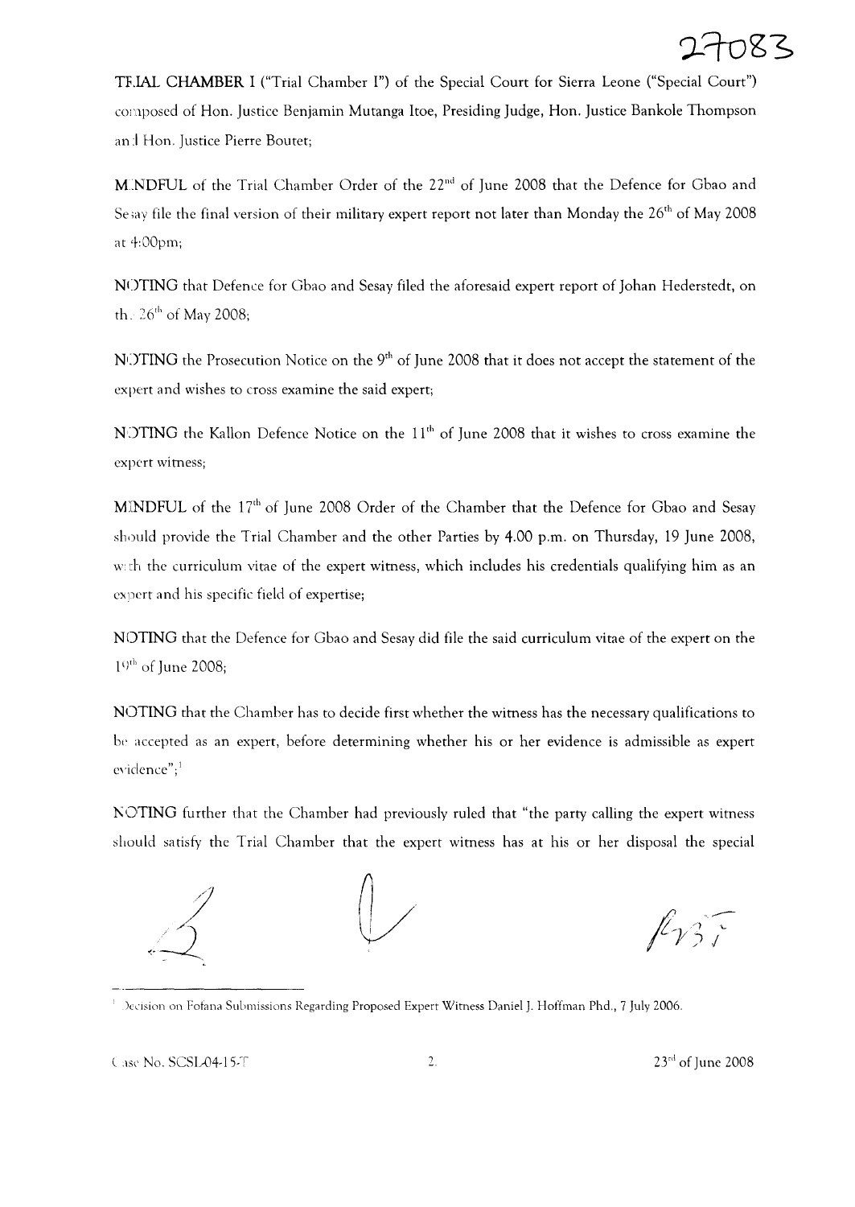**TRIAL CHAMBER I** ("Trial Chamber I") of the Special Court for Sierra Leone ("Special Court") composed of Hon. Justice Benjamin Mutanga Itoe, Presiding Judge, Hon. Justice Bankole Thompson and Hon. Justice Pierre Boutet;

**MINDFUL** of the Trial Chamber Order of the 22nd of June 2008 that the Defence for Gbao and Sesay file the final version of their military expert report not later than Monday the 26th of May 2008 at 4:00pm;

**NOTING** that Defence for Gbao and Sesay filed the aforesaid expert report of Johan Hederstedt, on the 26th of May 2008;

**NOTING** the Prosecution Notice on the 9th of June 2008 that it does not accept the statement of the expert and wishes to cross examine the said expert;

**NOTING** the Kallon Defence Notice on the 11th of June 2008 that it wishes to cross examine the expert witness;

**MINDFUL** of the 17th of June 2008 Order of the Chamber that the Defence for Gbao and Sesay should provide the Trial Chamber and the other Parties by 4.00 p.m. on Thursday, 19 June 2008, with the curriculum vitae of the expert witness, which includes his credentials qualifying him as an expert and his specific field of expertise;

**NOTING** that the Defence for Gbao and Sesay did file the said curriculum vitae of the expert on the 19th of June 2008;

**NOTING** that the Chamber has to decide first whether the witness has the necessary qualifications to be accepted as an expert, before determining whether his or her evidence is admissible as expert evidence";[1]

**NOTING** further that the Chamber had previously ruled that "the party calling the expert witness should satisfy the Trial Chamber that the expert witness has at his or her disposal the special

---

[1] Decision on Fofana Submissions Regarding Proposed Expert Witness Daniel J. Hoffman Phd., 7 July 2006.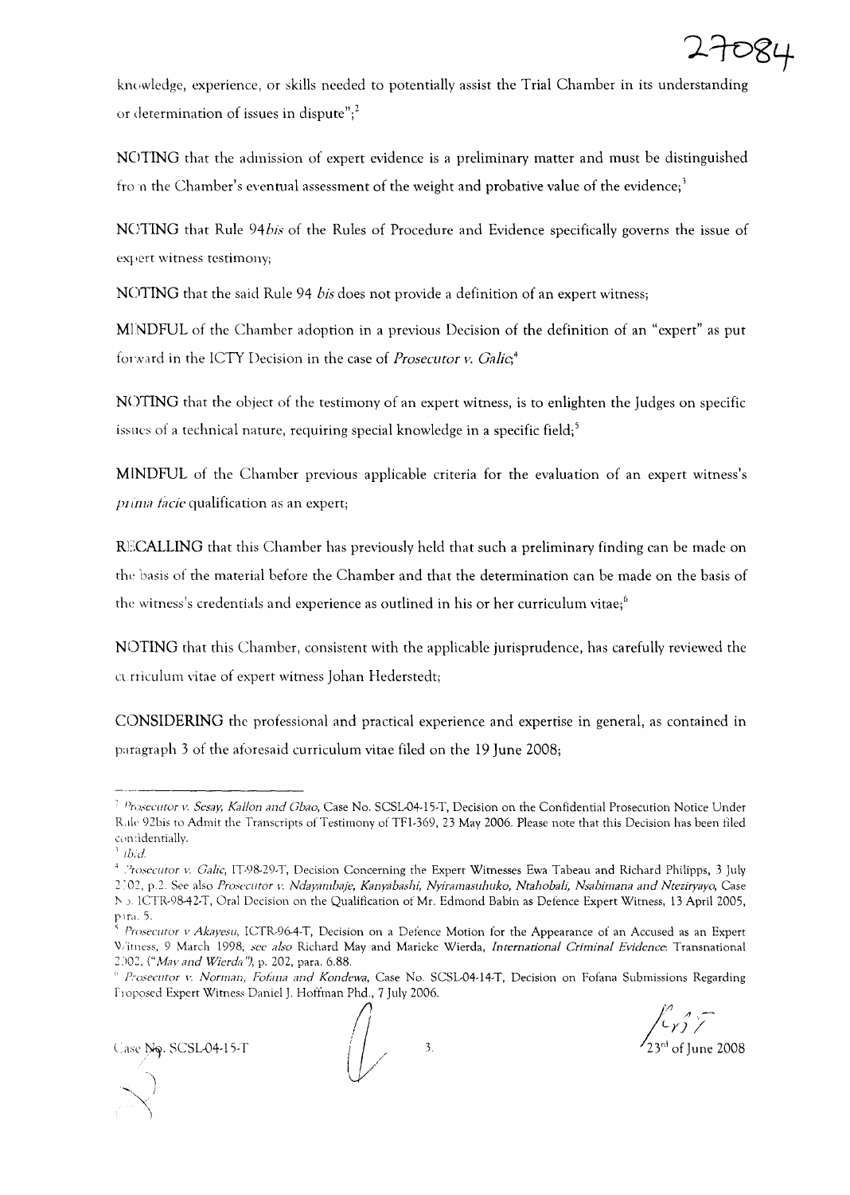knowledge, experience, or skills needed to potentially assist the Trial Chamber in its understanding or determination of issues in dispute";[2]

**NOTING** that the admission of expert evidence is a preliminary matter and must be distinguished from the Chamber's eventual assessment of the weight and probative value of the evidence;[3]

**NOTING** that Rule 94*bis* of the Rules of Procedure and Evidence specifically governs the issue of expert witness testimony;

**NOTING** that the said Rule 94 *bis* does not provide a definition of an expert witness;

**MINDFUL** of the Chamber adoption in a previous Decision of the definition of an "expert" as put forward in the ICTY Decision in the case of *Prosecutor v. Galic*;[4]

**NOTING** that the object of the testimony of an expert witness, is to enlighten the Judges on specific issues of a technical nature, requiring special knowledge in a specific field;[5]

**MINDFUL** of the Chamber previous applicable criteria for the evaluation of an expert witness's *prima facie* qualification as an expert;

**RECALLING** that this Chamber has previously held that such a preliminary finding can be made on the basis of the material before the Chamber and that the determination can be made on the basis of the witness's credentials and experience as outlined in his or her curriculum vitae;[6]

**NOTING** that this Chamber, consistent with the applicable jurisprudence, has carefully reviewed the curriculum vitae of expert witness Johan Hederstedt;

**CONSIDERING** the professional and practical experience and expertise in general, as contained in paragraph 3 of the aforesaid curriculum vitae filed on the 19 June 2008;

---

[2] *Prosecutor v. Sesay, Kallon and Gbao*, Case No. SCSL-04-15-T, Decision on the Confidential Prosecution Notice Under Rule 92bis to Admit the Transcripts of Testimony of TF1-369, 23 May 2006. Please note that this Decision has been filed confidentially.

[3] *Ibid.*

[4] *Prosecutor v. Galic*, IT-98-29-T, Decision Concerning the Expert Witnesses Ewa Tabeau and Richard Philipps, 3 July 2002, p.2. See also *Prosecutor v. Ndayambaje, Kanyabashi, Nyiramasuhuko, Ntahobali, Nsabimana and Nteziryayo*, Case No. ICTR-98-42-T, Oral Decision on the Qualification of Mr. Edmond Babin as Defence Expert Witness, 13 April 2005, para. 5.

[5] *Prosecutor v Akayesu*, ICTR-96-4-T, Decision on a Defence Motion for the Appearance of an Accused as an Expert Witness, 9 March 1998; *see also* Richard May and Marieke Wierda, *International Criminal Evidence*: Transnational 2002, ("*May and Wierda*"), p. 202, para. 6.88.

[6] *Prosecutor v. Norman, Fofana and Kondewa*, Case No. SCSL-04-14-T, Decision on Fofana Submissions Regarding Proposed Expert Witness Daniel J. Hoffman Phd., 7 July 2006.

Case No. SCSL-04-15-T 23rd of June 2008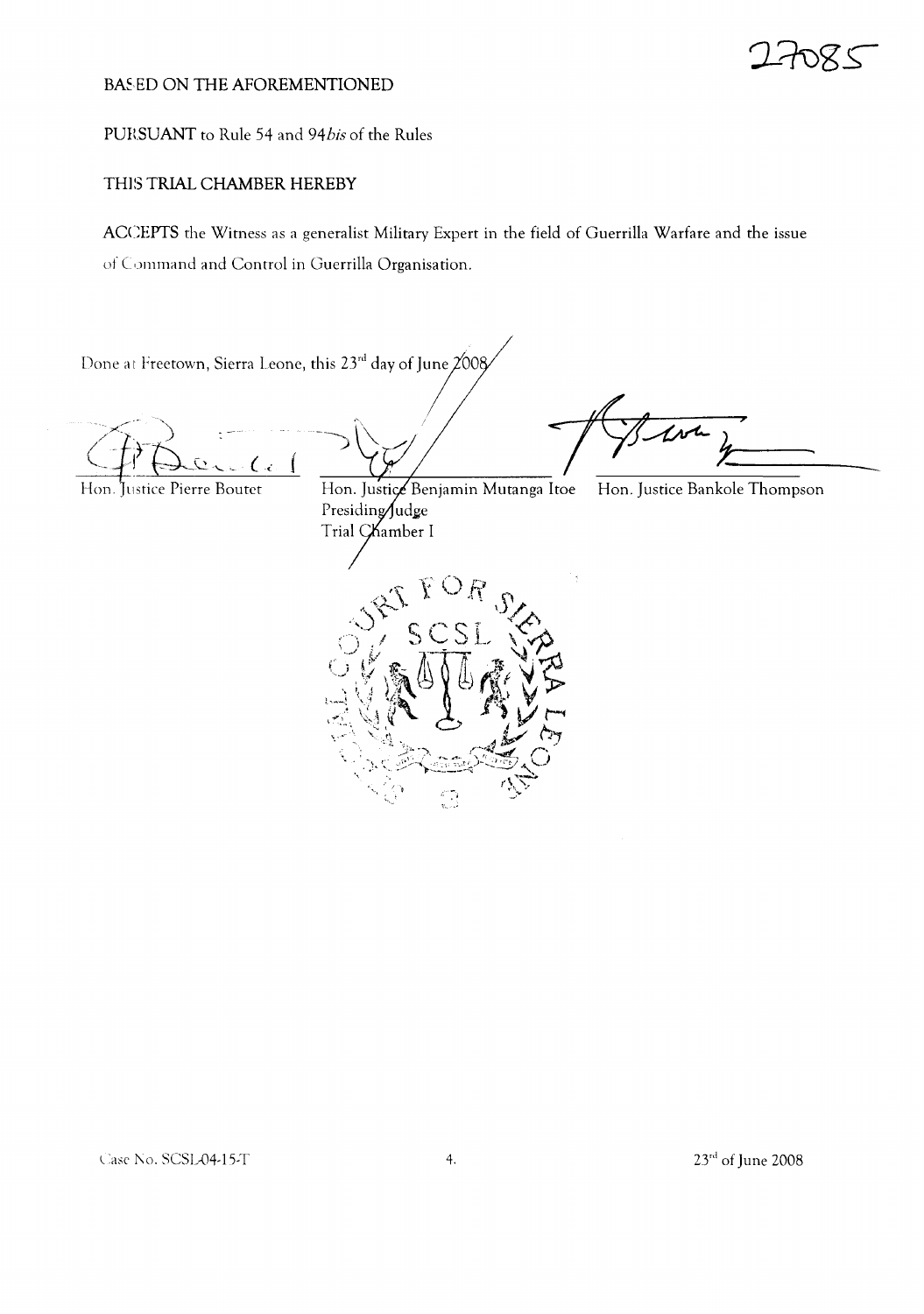BASED ON THE AFOREMENTIONED

PURSUANT to Rule 54 and 94*bis* of the Rules

THIS TRIAL CHAMBER HEREBY

**ACCEPTS** the Witness as a generalist Military Expert in the field of Guerrilla Warfare and the issue of Command and Control in Guerrilla Organisation.

Done at Freetown, Sierra Leone, this 23rd day of June 2008

| | | |
|---|---|---|
| Hon. Justice Pierre Boutet | Hon. Justice Benjamin Mutanga Itoe<br>Presiding Judge<br>Trial Chamber I | Hon. Justice Bankole Thompson |